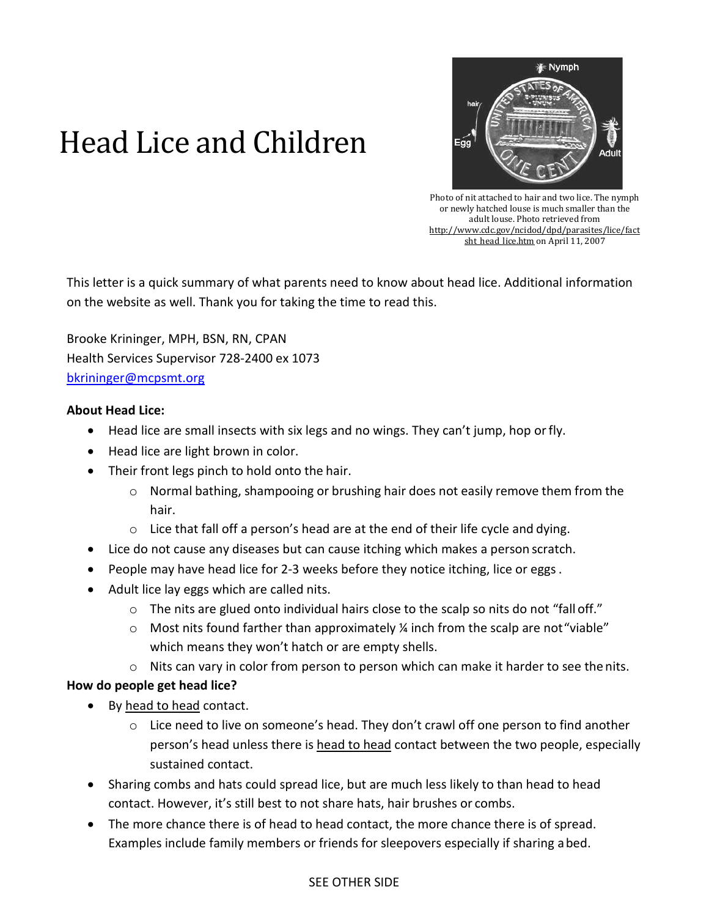# Head Lice and Children

Photo of nit attached to hair and two lice. The nymph or newly hatched louse is much smaller than the adult louse. Photo retrieved from http://www.cdc.gov/ncidod/dpd/parasites/lice/factsht_head_lice.htm on April 11, 2007

This letter is a quick summary of what parents need to know about head lice. Additional information on the website as well. Thank you for taking the time to read this.

Brooke Krininger, MPH, BSN, RN, CPAN
Health Services Supervisor 728-2400 ex 1073
bkrininger@mcpsmt.org

**About Head Lice:**

- Head lice are small insects with six legs and no wings. They can't jump, hop or fly.
- Head lice are light brown in color.
- Their front legs pinch to hold onto the hair.
  - Normal bathing, shampooing or brushing hair does not easily remove them from the hair.
  - Lice that fall off a person's head are at the end of their life cycle and dying.
- Lice do not cause any diseases but can cause itching which makes a person scratch.
- People may have head lice for 2-3 weeks before they notice itching, lice or eggs .
- Adult lice lay eggs which are called nits.
  - The nits are glued onto individual hairs close to the scalp so nits do not "fall off."
  - Most nits found farther than approximately ¼ inch from the scalp are not "viable" which means they won't hatch or are empty shells.
  - Nits can vary in color from person to person which can make it harder to see the nits.

**How do people get head lice?**

- By head to head contact.
  - Lice need to live on someone's head. They don't crawl off one person to find another person's head unless there is head to head contact between the two people, especially sustained contact.
- Sharing combs and hats could spread lice, but are much less likely to than head to head contact. However, it's still best to not share hats, hair brushes or combs.
- The more chance there is of head to head contact, the more chance there is of spread. Examples include family members or friends for sleepovers especially if sharing a bed.

SEE OTHER SIDE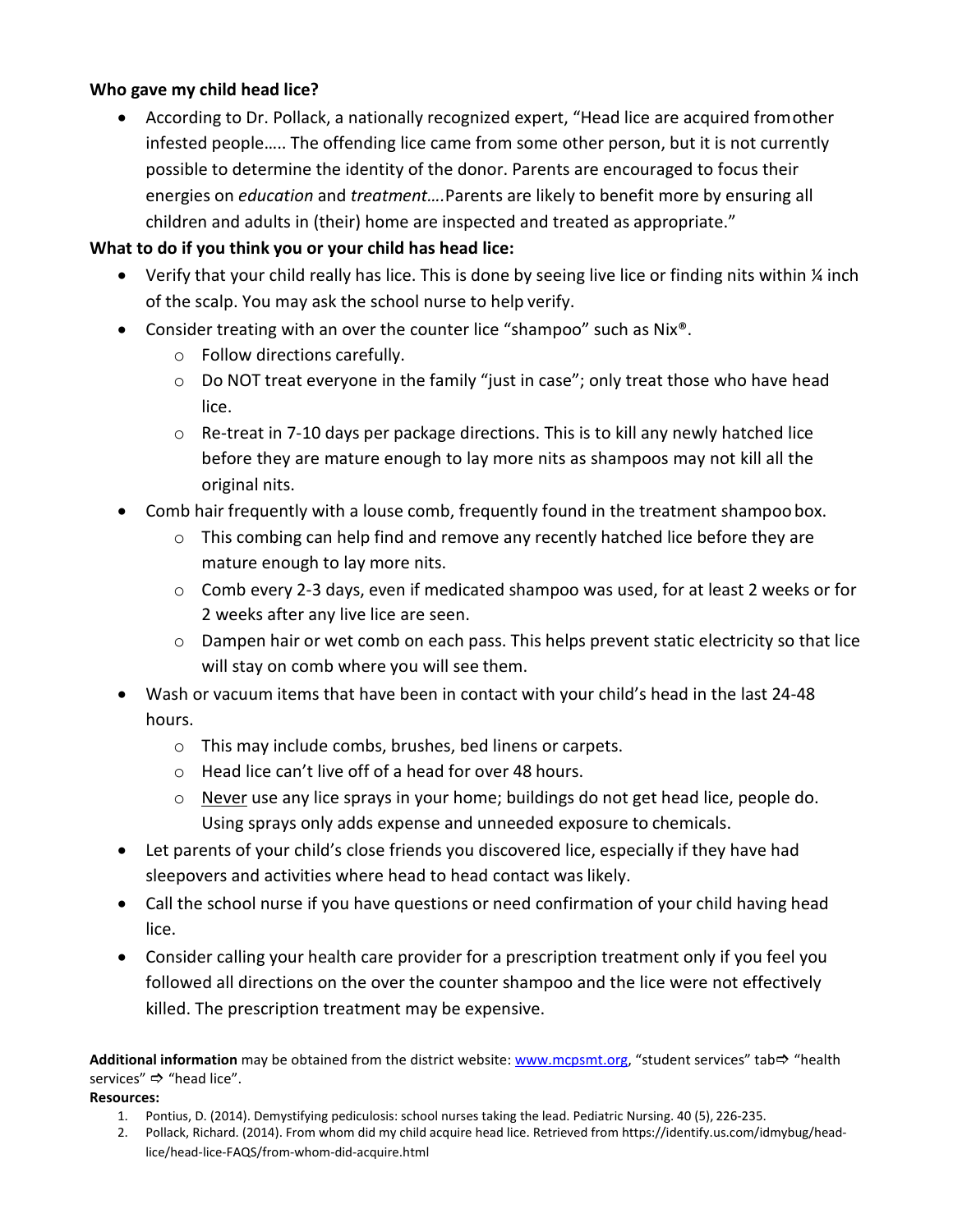**Who gave my child head lice?**

- According to Dr. Pollack, a nationally recognized expert, "Head lice are acquired from other infested people….. The offending lice came from some other person, but it is not currently possible to determine the identity of the donor. Parents are encouraged to focus their energies on *education* and *treatment*….Parents are likely to benefit more by ensuring all children and adults in (their) home are inspected and treated as appropriate."

**What to do if you think you or your child has head lice:**

- Verify that your child really has lice. This is done by seeing live lice or finding nits within ¼ inch of the scalp. You may ask the school nurse to help verify.
- Consider treating with an over the counter lice "shampoo" such as Nix®.
  - Follow directions carefully.
  - Do NOT treat everyone in the family "just in case"; only treat those who have head lice.
  - Re-treat in 7-10 days per package directions. This is to kill any newly hatched lice before they are mature enough to lay more nits as shampoos may not kill all the original nits.
- Comb hair frequently with a louse comb, frequently found in the treatment shampoo box.
  - This combing can help find and remove any recently hatched lice before they are mature enough to lay more nits.
  - Comb every 2-3 days, even if medicated shampoo was used, for at least 2 weeks or for 2 weeks after any live lice are seen.
  - Dampen hair or wet comb on each pass. This helps prevent static electricity so that lice will stay on comb where you will see them.
- Wash or vacuum items that have been in contact with your child's head in the last 24-48 hours.
  - This may include combs, brushes, bed linens or carpets.
  - Head lice can't live off of a head for over 48 hours.
  - <u>Never</u> use any lice sprays in your home; buildings do not get head lice, people do. Using sprays only adds expense and unneeded exposure to chemicals.
- Let parents of your child's close friends you discovered lice, especially if they have had sleepovers and activities where head to head contact was likely.
- Call the school nurse if you have questions or need confirmation of your child having head lice.
- Consider calling your health care provider for a prescription treatment only if you feel you followed all directions on the over the counter shampoo and the lice were not effectively killed. The prescription treatment may be expensive.

**Additional information** may be obtained from the district website: [www.mcpsmt.org](http://www.mcpsmt.org), "student services" tab ⇨ "health services" ⇨ "head lice".

**Resources:**

1. Pontius, D. (2014). Demystifying pediculosis: school nurses taking the lead. Pediatric Nursing. 40 (5), 226-235.
2. Pollack, Richard. (2014). From whom did my child acquire head lice. Retrieved from https://identify.us.com/idmybug/head-lice/head-lice-FAQS/from-whom-did-acquire.html